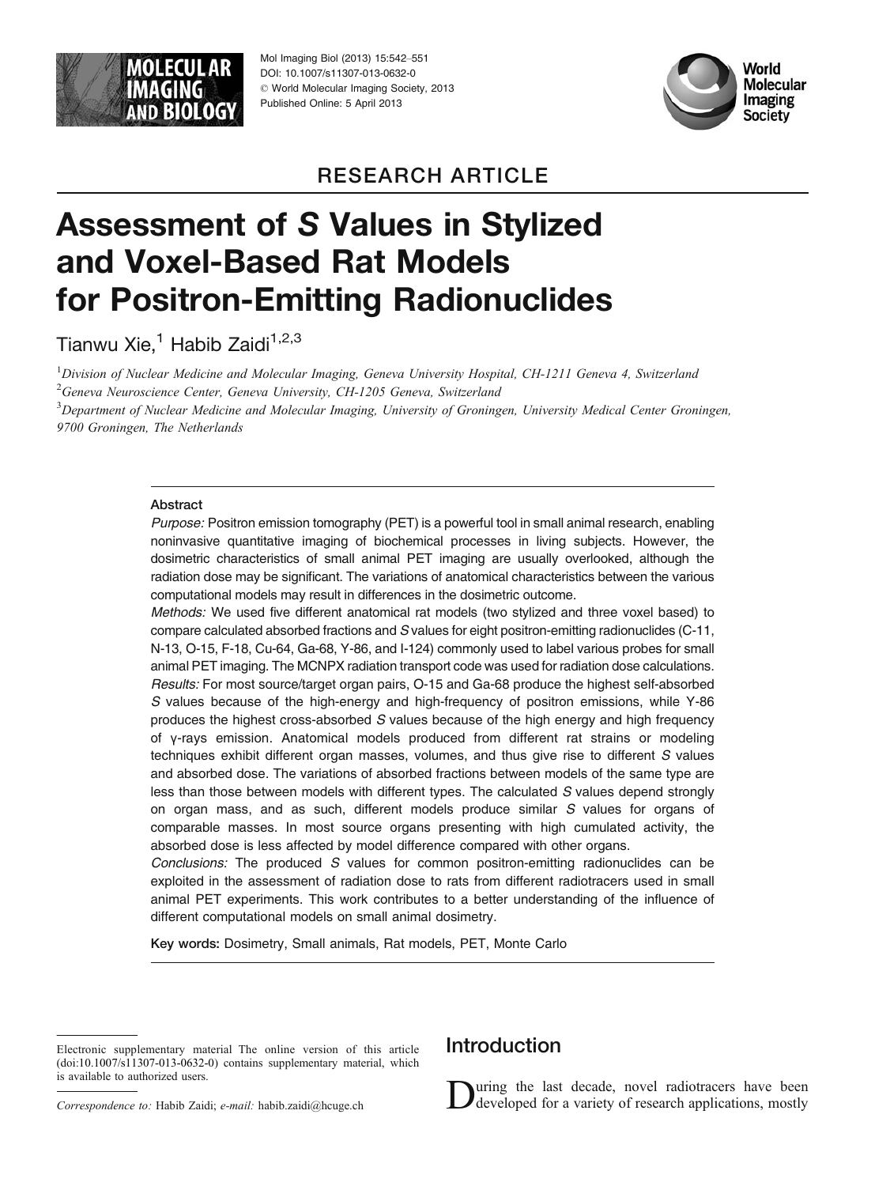RESEARCH ARTICLE

# Assessment of *S* Values in Stylized and Voxel-Based Rat Models for Positron-Emitting Radionuclides

Tianwu Xie,[1] Habib Zaidi[1,2,3]

[1]*Division of Nuclear Medicine and Molecular Imaging, Geneva University Hospital, CH-1211 Geneva 4, Switzerland*

[2]*Geneva Neuroscience Center, Geneva University, CH-1205 Geneva, Switzerland*

[3]*Department of Nuclear Medicine and Molecular Imaging, University of Groningen, University Medical Center Groningen, 9700 Groningen, The Netherlands*

## Abstract

*Purpose:* Positron emission tomography (PET) is a powerful tool in small animal research, enabling noninvasive quantitative imaging of biochemical processes in living subjects. However, the dosimetric characteristics of small animal PET imaging are usually overlooked, although the radiation dose may be significant. The variations of anatomical characteristics between the various computational models may result in differences in the dosimetric outcome.

*Methods:* We used five different anatomical rat models (two stylized and three voxel based) to compare calculated absorbed fractions and *S* values for eight positron-emitting radionuclides (C-11, N-13, O-15, F-18, Cu-64, Ga-68, Y-86, and I-124) commonly used to label various probes for small animal PET imaging. The MCNPX radiation transport code was used for radiation dose calculations.

*Results:* For most source/target organ pairs, O-15 and Ga-68 produce the highest self-absorbed *S* values because of the high-energy and high-frequency of positron emissions, while Y-86 produces the highest cross-absorbed *S* values because of the high energy and high frequency of γ-rays emission. Anatomical models produced from different rat strains or modeling techniques exhibit different organ masses, volumes, and thus give rise to different *S* values and absorbed dose. The variations of absorbed fractions between models of the same type are less than those between models with different types. The calculated *S* values depend strongly on organ mass, and as such, different models produce similar *S* values for organs of comparable masses. In most source organs presenting with high cumulated activity, the absorbed dose is less affected by model difference compared with other organs.

*Conclusions:* The produced *S* values for common positron-emitting radionuclides can be exploited in the assessment of radiation dose to rats from different radiotracers used in small animal PET experiments. This work contributes to a better understanding of the influence of different computational models on small animal dosimetry.

**Key words:** Dosimetry, Small animals, Rat models, PET, Monte Carlo

Electronic supplementary material The online version of this article (doi:10.1007/s11307-013-0632-0) contains supplementary material, which is available to authorized users.

*Correspondence to:* Habib Zaidi; *e-mail:* habib.zaidi@hcuge.ch

## Introduction

During the last decade, novel radiotracers have been developed for a variety of research applications, mostly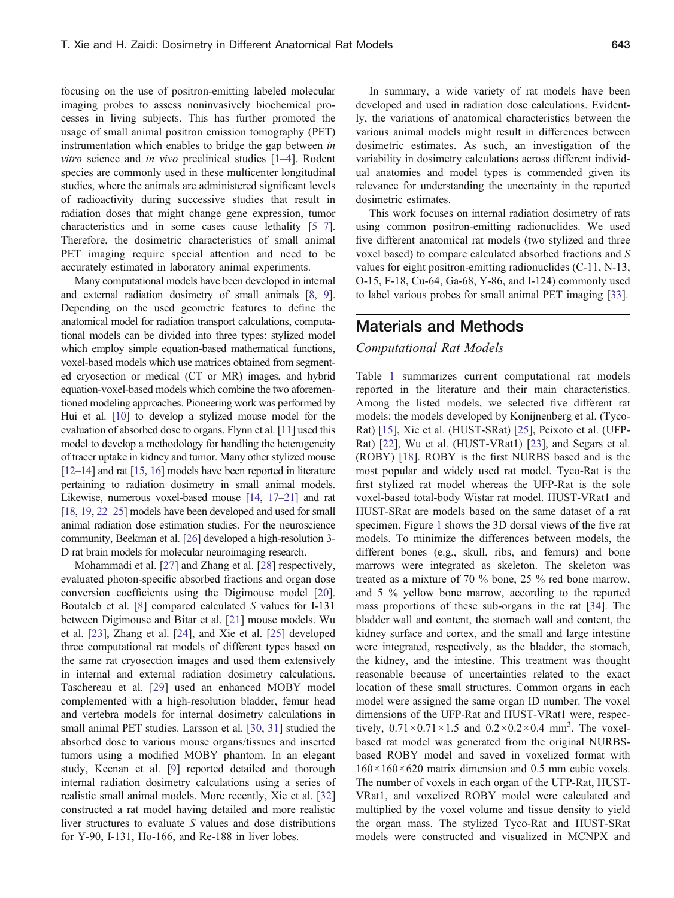focusing on the use of positron-emitting labeled molecular imaging probes to assess noninvasively biochemical processes in living subjects. This has further promoted the usage of small animal positron emission tomography (PET) instrumentation which enables to bridge the gap between *in vitro* science and *in vivo* preclinical studies [1–4]. Rodent species are commonly used in these multicenter longitudinal studies, where the animals are administered significant levels of radioactivity during successive studies that result in radiation doses that might change gene expression, tumor characteristics and in some cases cause lethality [5–7]. Therefore, the dosimetric characteristics of small animal PET imaging require special attention and need to be accurately estimated in laboratory animal experiments.

Many computational models have been developed in internal and external radiation dosimetry of small animals [8, 9]. Depending on the used geometric features to define the anatomical model for radiation transport calculations, computational models can be divided into three types: stylized model which employ simple equation-based mathematical functions, voxel-based models which use matrices obtained from segmented cryosection or medical (CT or MR) images, and hybrid equation-voxel-based models which combine the two aforementioned modeling approaches. Pioneering work was performed by Hui et al. [10] to develop a stylized mouse model for the evaluation of absorbed dose to organs. Flynn et al. [11] used this model to develop a methodology for handling the heterogeneity of tracer uptake in kidney and tumor. Many other stylized mouse [12–14] and rat [15, 16] models have been reported in literature pertaining to radiation dosimetry in small animal models. Likewise, numerous voxel-based mouse [14, 17–21] and rat [18, 19, 22–25] models have been developed and used for small animal radiation dose estimation studies. For the neuroscience community, Beekman et al. [26] developed a high-resolution 3-D rat brain models for molecular neuroimaging research.

Mohammadi et al. [27] and Zhang et al. [28] respectively, evaluated photon-specific absorbed fractions and organ dose conversion coefficients using the Digimouse model [20]. Boutaleb et al. [8] compared calculated *S* values for I-131 between Digimouse and Bitar et al. [21] mouse models. Wu et al. [23], Zhang et al. [24], and Xie et al. [25] developed three computational rat models of different types based on the same rat cryosection images and used them extensively in internal and external radiation dosimetry calculations. Taschereau et al. [29] used an enhanced MOBY model complemented with a high-resolution bladder, femur head and vertebra models for internal dosimetry calculations in small animal PET studies. Larsson et al. [30, 31] studied the absorbed dose to various mouse organs/tissues and inserted tumors using a modified MOBY phantom. In an elegant study, Keenan et al. [9] reported detailed and thorough internal radiation dosimetry calculations using a series of realistic small animal models. More recently, Xie et al. [32] constructed a rat model having detailed and more realistic liver structures to evaluate *S* values and dose distributions for Y-90, I-131, Ho-166, and Re-188 in liver lobes.

In summary, a wide variety of rat models have been developed and used in radiation dose calculations. Evidently, the variations of anatomical characteristics between the various animal models might result in differences between dosimetric estimates. As such, an investigation of the variability in dosimetry calculations across different individual anatomies and model types is commended given its relevance for understanding the uncertainty in the reported dosimetric estimates.

This work focuses on internal radiation dosimetry of rats using common positron-emitting radionuclides. We used five different anatomical rat models (two stylized and three voxel based) to compare calculated absorbed fractions and *S* values for eight positron-emitting radionuclides (C-11, N-13, O-15, F-18, Cu-64, Ga-68, Y-86, and I-124) commonly used to label various probes for small animal PET imaging [33].

## Materials and Methods

### Computational Rat Models

Table 1 summarizes current computational rat models reported in the literature and their main characteristics. Among the listed models, we selected five different rat models: the models developed by Konijnenberg et al. (Tyco-Rat) [15], Xie et al. (HUST-SRat) [25], Peixoto et al. (UFP-Rat) [22], Wu et al. (HUST-VRat1) [23], and Segars et al. (ROBY) [18]. ROBY is the first NURBS based and is the most popular and widely used rat model. Tyco-Rat is the first stylized rat model whereas the UFP-Rat is the sole voxel-based total-body Wistar rat model. HUST-VRat1 and HUST-SRat are models based on the same dataset of a rat specimen. Figure 1 shows the 3D dorsal views of the five rat models. To minimize the differences between models, the different bones (e.g., skull, ribs, and femurs) and bone marrows were integrated as skeleton. The skeleton was treated as a mixture of 70 % bone, 25 % red bone marrow, and 5 % yellow bone marrow, according to the reported mass proportions of these sub-organs in the rat [34]. The bladder wall and content, the stomach wall and content, the kidney surface and cortex, and the small and large intestine were integrated, respectively, as the bladder, the stomach, the kidney, and the intestine. This treatment was thought reasonable because of uncertainties related to the exact location of these small structures. Common organs in each model were assigned the same organ ID number. The voxel dimensions of the UFP-Rat and HUST-VRat1 were, respectively, $0.71 \times 0.71 \times 1.5$ and $0.2 \times 0.2 \times 0.4$ mm$^3$. The voxel-based rat model was generated from the original NURBS-based ROBY model and saved in voxelized format with $160 \times 160 \times 620$ matrix dimension and 0.5 mm cubic voxels. The number of voxels in each organ of the UFP-Rat, HUST-VRat1, and voxelized ROBY model were calculated and multiplied by the voxel volume and tissue density to yield the organ mass. The stylized Tyco-Rat and HUST-SRat models were constructed and visualized in MCNPX and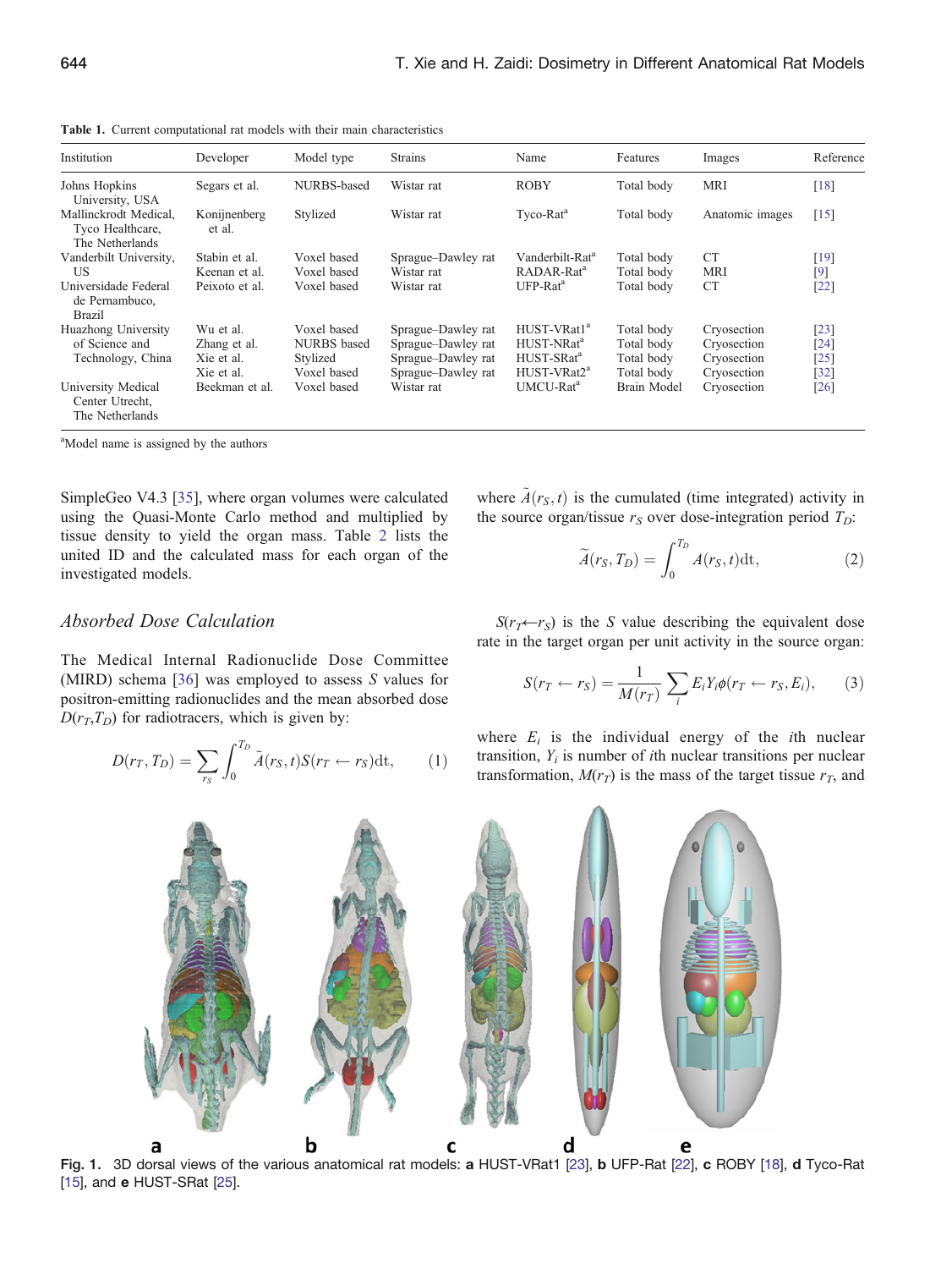**Table 1.** Current computational rat models with their main characteristics

| Institution | Developer | Model type | Strains | Name | Features | Images | Reference |
|---|---|---|---|---|---|---|---|
| Johns Hopkins University, USA | Segars et al. | NURBS-based | Wistar rat | ROBY | Total body | MRI | [18] |
| Mallinckrodt Medical, Tyco Healthcare, The Netherlands | Konijnenberg et al. | Stylized | Wistar rat | Tyco-Rat[a] | Total body | Anatomic images | [15] |
| Vanderbilt University, US | Stabin et al. | Voxel based | Sprague–Dawley rat | Vanderbilt-Rat[a] | Total body | CT | [19] |
| | Keenan et al. | Voxel based | Wistar rat | RADAR-Rat[a] | Total body | MRI | [9] |
| Universidade Federal de Pernambuco, Brazil | Peixoto et al. | Voxel based | Wistar rat | UFP-Rat[a] | Total body | CT | [22] |
| Huazhong University of Science and Technology, China | Wu et al. | Voxel based | Sprague–Dawley rat | HUST-VRat1[a] | Total body | Cryosection | [23] |
| | Zhang et al. | NURBS based | Sprague–Dawley rat | HUST-NRat[a] | Total body | Cryosection | [24] |
| | Xie et al. | Stylized | Sprague–Dawley rat | HUST-SRat[a] | Total body | Cryosection | [25] |
| | Xie et al. | Voxel based | Sprague–Dawley rat | HUST-VRat2[a] | Total body | Cryosection | [32] |
| University Medical Center Utrecht, The Netherlands | Beekman et al. | Voxel based | Wistar rat | UMCU-Rat[a] | Brain Model | Cryosection | [26] |

[a]Model name is assigned by the authors

SimpleGeo V4.3 [35], where organ volumes were calculated using the Quasi-Monte Carlo method and multiplied by tissue density to yield the organ mass. Table 2 lists the united ID and the calculated mass for each organ of the investigated models.

### *Absorbed Dose Calculation*

The Medical Internal Radionuclide Dose Committee (MIRD) schema [36] was employed to assess $S$ values for positron-emitting radionuclides and the mean absorbed dose $D(r_T,T_D)$ for radiotracers, which is given by:

$$D(r_T, T_D) = \sum_{r_S} \int_0^{T_D} \tilde{A}(r_S, t) S(r_T \leftarrow r_S) \mathrm{d}t, \qquad (1)$$

where $\tilde{A}(r_S, t)$ is the cumulated (time integrated) activity in the source organ/tissue $r_S$ over dose-integration period $T_D$:

$$\tilde{A}(r_S, T_D) = \int_0^{T_D} A(r_S, t) \mathrm{d}t, \qquad (2)$$

$S(r_T \leftarrow r_S)$ is the $S$ value describing the equivalent dose rate in the target organ per unit activity in the source organ:

$$S(r_T \leftarrow r_S) = \frac{1}{M(r_T)} \sum_i E_i Y_i \phi(r_T \leftarrow r_S, E_i), \qquad (3)$$

where $E_i$ is the individual energy of the $i$th nuclear transition, $Y_i$ is number of $i$th nuclear transitions per nuclear transformation, $M(r_T)$ is the mass of the target tissue $r_T$, and

**Fig. 1.** 3D dorsal views of the various anatomical rat models: **a** HUST-VRat1 [23], **b** UFP-Rat [22], **c** ROBY [18], **d** Tyco-Rat [15], and **e** HUST-SRat [25].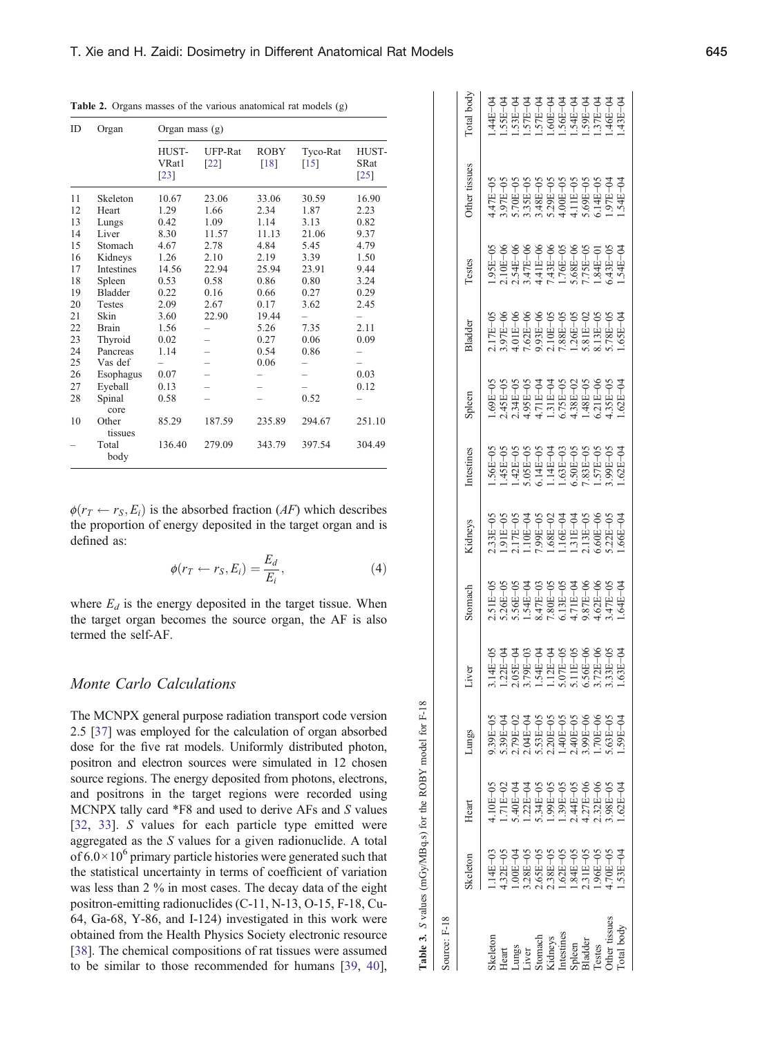**Table 2.** Organs masses of the various anatomical rat models (g)

| ID | Organ | Organ mass (g) | | | | |
|---|---|---|---|---|---|---|
| | | HUST-VRat1 [23] | UFP-Rat [22] | ROBY [18] | Tyco-Rat [15] | HUST-SRat [25] |
| 11 | Skeleton | 10.67 | 23.06 | 33.06 | 30.59 | 16.90 |
| 12 | Heart | 1.29 | 1.66 | 2.34 | 1.87 | 2.23 |
| 13 | Lungs | 0.42 | 1.09 | 1.14 | 3.13 | 0.82 |
| 14 | Liver | 8.30 | 11.57 | 11.13 | 21.06 | 9.37 |
| 15 | Stomach | 4.67 | 2.78 | 4.84 | 5.45 | 4.79 |
| 16 | Kidneys | 1.26 | 2.10 | 2.19 | 3.39 | 1.50 |
| 17 | Intestines | 14.56 | 22.94 | 25.94 | 23.91 | 9.44 |
| 18 | Spleen | 0.53 | 0.58 | 0.86 | 0.80 | 3.24 |
| 19 | Bladder | 0.22 | 0.16 | 0.66 | 0.27 | 0.29 |
| 20 | Testes | 2.09 | 2.67 | 0.17 | 3.62 | 2.45 |
| 21 | Skin | 3.60 | 22.90 | 19.44 | – | – |
| 22 | Brain | 1.56 | – | 5.26 | 7.35 | 2.11 |
| 23 | Thyroid | 0.02 | – | 0.27 | 0.06 | 0.09 |
| 24 | Pancreas | 1.14 | – | 0.54 | 0.86 | – |
| 25 | Vas def | – | – | 0.06 | – | – |
| 26 | Esophagus | 0.07 | – | – | – | 0.03 |
| 27 | Eyeball | 0.13 | – | – | – | 0.12 |
| 28 | Spinal core | 0.58 | – | – | 0.52 | – |
| 10 | Other tissues | 85.29 | 187.59 | 235.89 | 294.67 | 251.10 |
| – | Total body | 136.40 | 279.09 | 343.79 | 397.54 | 304.49 |

$\phi(r_T \leftarrow r_S, E_i)$ is the absorbed fraction (*AF*) which describes the proportion of energy deposited in the target organ and is defined as:

$$\phi(r_T \leftarrow r_S, E_i) = \frac{E_d}{E_i}, \tag{4}$$

where $E_d$ is the energy deposited in the target tissue. When the target organ becomes the source organ, the AF is also termed the self-AF.

### Monte Carlo Calculations

The MCNPX general purpose radiation transport code version 2.5 [37] was employed for the calculation of organ absorbed dose for the five rat models. Uniformly distributed photon, positron and electron sources were simulated in 12 chosen source regions. The energy deposited from photons, electrons, and positrons in the target regions were recorded using MCNPX tally card *F8 and used to derive AFs and *S* values [32, 33]. *S* values for each particle type emitted were aggregated as the *S* values for a given radionuclide. A total of $6.0 \times 10^6$ primary particle histories were generated such that the statistical uncertainty in terms of coefficient of variation was less than 2 % in most cases. The decay data of the eight positron-emitting radionuclides (C-11, N-13, O-15, F-18, Cu-64, Ga-68, Y-86, and I-124) investigated in this work were obtained from the Health Physics Society electronic resource [38]. The chemical compositions of rat tissues were assumed to be similar to those recommended for humans [39, 40],

**Table 3.** *S* values (mGy/MBq.s) for the ROBY model for F-18

| Source: F-18 | Skeleton | Heart | Lungs | Liver | Stomach | Kidneys | Intestines | Spleen | Bladder | Testes | Other tissues | Total body |
|---|---|---|---|---|---|---|---|---|---|---|---|---|
| Skeleton | 1.14E−03 | 4.10E−05 | 9.39E−05 | 3.14E−05 | 2.51E−05 | 2.33E−05 | 1.56E−05 | 1.69E−05 | 2.17E−05 | 1.95E−05 | 4.47E−05 | 1.44E−04 |
| Heart | 4.32E−05 | 1.71E−02 | 5.39E−04 | 1.22E−04 | 5.26E−05 | 1.91E−05 | 1.45E−05 | 2.45E−05 | 3.97E−06 | 2.10E−06 | 3.97E−05 | 1.55E−04 |
| Lungs | 1.00E−04 | 5.40E−04 | 2.79E−02 | 2.05E−04 | 5.56E−05 | 2.17E−05 | 1.42E−05 | 2.34E−05 | 4.01E−06 | 2.54E−06 | 5.70E−05 | 1.53E−04 |
| Liver | 3.28E−05 | 1.22E−04 | 2.04E−04 | 3.79E−03 | 1.54E−04 | 1.10E−04 | 5.05E−05 | 4.95E−05 | 7.62E−06 | 3.47E−06 | 3.35E−05 | 1.57E−04 |
| Stomach | 2.65E−05 | 5.34E−05 | 5.53E−05 | 1.54E−04 | 8.47E−03 | 7.99E−05 | 6.14E−05 | 4.71E−04 | 9.93E−06 | 4.41E−06 | 3.48E−05 | 1.57E−04 |
| Kidneys | 2.38E−05 | 1.99E−05 | 2.20E−05 | 1.12E−04 | 7.80E−05 | 1.68E−02 | 1.14E−04 | 1.31E−04 | 2.10E−05 | 7.43E−06 | 5.29E−05 | 1.60E−04 |
| Intestines | 1.62E−05 | 1.39E−05 | 1.40E−05 | 5.07E−05 | 6.13E−05 | 1.16E−04 | 1.63E−03 | 6.75E−05 | 7.88E−05 | 1.76E−05 | 4.00E−05 | 1.56E−04 |
| Spleen | 1.84E−05 | 2.44E−05 | 2.40E−05 | 5.11E−05 | 4.71E−04 | 1.31E−04 | 6.50E−05 | 4.38E−02 | 1.26E−05 | 5.68E−06 | 4.11E−05 | 1.54E−04 |
| Bladder | 2.31E−05 | 4.27E−06 | 3.99E−06 | 6.56E−06 | 9.87E−06 | 2.13E−05 | 7.83E−05 | 1.48E−05 | 5.81E−02 | 7.75E−05 | 5.69E−05 | 1.59E−04 |
| Testes | 1.96E−05 | 2.32E−06 | 1.70E−06 | 3.72E−06 | 4.62E−06 | 6.60E−06 | 1.57E−05 | 6.21E−06 | 8.13E−05 | 1.84E−01 | 6.14E−05 | 1.37E−04 |
| Other tissues | 4.70E−05 | 3.98E−05 | 5.63E−05 | 3.33E−05 | 3.47E−05 | 5.22E−05 | 3.99E−05 | 4.35E−05 | 5.78E−05 | 6.43E−05 | 1.97E−04 | 1.46E−04 |
| Total body | 1.53E−04 | 1.62E−04 | 1.59E−04 | 1.63E−04 | 1.64E−04 | 1.66E−04 | 1.62E−04 | 1.62E−04 | 1.65E−04 | 1.54E−04 | 1.54E−04 | 1.43E−04 |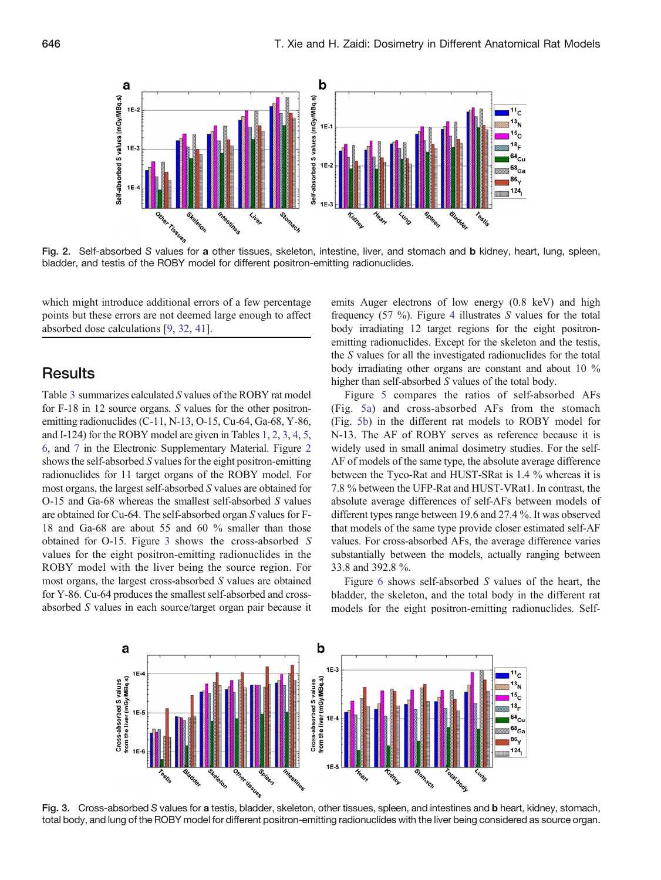Fig. 2. Self-absorbed *S* values for **a** other tissues, skeleton, intestine, liver, and stomach and **b** kidney, heart, lung, spleen, bladder, and testis of the ROBY model for different positron-emitting radionuclides.

which might introduce additional errors of a few percentage points but these errors are not deemed large enough to affect absorbed dose calculations [9, 32, 41].

## Results

Table 3 summarizes calculated *S* values of the ROBY rat model for F-18 in 12 source organs. *S* values for the other positron-emitting radionuclides (C-11, N-13, O-15, Cu-64, Ga-68, Y-86, and I-124) for the ROBY model are given in Tables 1, 2, 3, 4, 5, 6, and 7 in the Electronic Supplementary Material. Figure 2 shows the self-absorbed *S* values for the eight positron-emitting radionuclides for 11 target organs of the ROBY model. For most organs, the largest self-absorbed *S* values are obtained for O-15 and Ga-68 whereas the smallest self-absorbed *S* values are obtained for Cu-64. The self-absorbed organ *S* values for F-18 and Ga-68 are about 55 and 60 % smaller than those obtained for O-15. Figure 3 shows the cross-absorbed *S* values for the eight positron-emitting radionuclides in the ROBY model with the liver being the source region. For most organs, the largest cross-absorbed *S* values are obtained for Y-86. Cu-64 produces the smallest self-absorbed and cross-absorbed *S* values in each source/target organ pair because it emits Auger electrons of low energy (0.8 keV) and high frequency (57 %). Figure 4 illustrates *S* values for the total body irradiating 12 target regions for the eight positron-emitting radionuclides. Except for the skeleton and the testis, the *S* values for all the investigated radionuclides for the total body irradiating other organs are constant and about 10 % higher than self-absorbed *S* values of the total body.

Figure 5 compares the ratios of self-absorbed AFs (Fig. 5a) and cross-absorbed AFs from the stomach (Fig. 5b) in the different rat models to ROBY model for N-13. The AF of ROBY serves as reference because it is widely used in small animal dosimetry studies. For the self-AF of models of the same type, the absolute average difference between the Tyco-Rat and HUST-SRat is 1.4 % whereas it is 7.8 % between the UFP-Rat and HUST-VRat1. In contrast, the absolute average differences of self-AFs between models of different types range between 19.6 and 27.4 %. It was observed that models of the same type provide closer estimated self-AF values. For cross-absorbed AFs, the average difference varies substantially between the models, actually ranging between 33.8 and 392.8 %.

Figure 6 shows self-absorbed *S* values of the heart, the bladder, the skeleton, and the total body in the different rat models for the eight positron-emitting radionuclides. Self-

Fig. 3. Cross-absorbed *S* values for **a** testis, bladder, skeleton, other tissues, spleen, and intestines and **b** heart, kidney, stomach, total body, and lung of the ROBY model for different positron-emitting radionuclides with the liver being considered as source organ.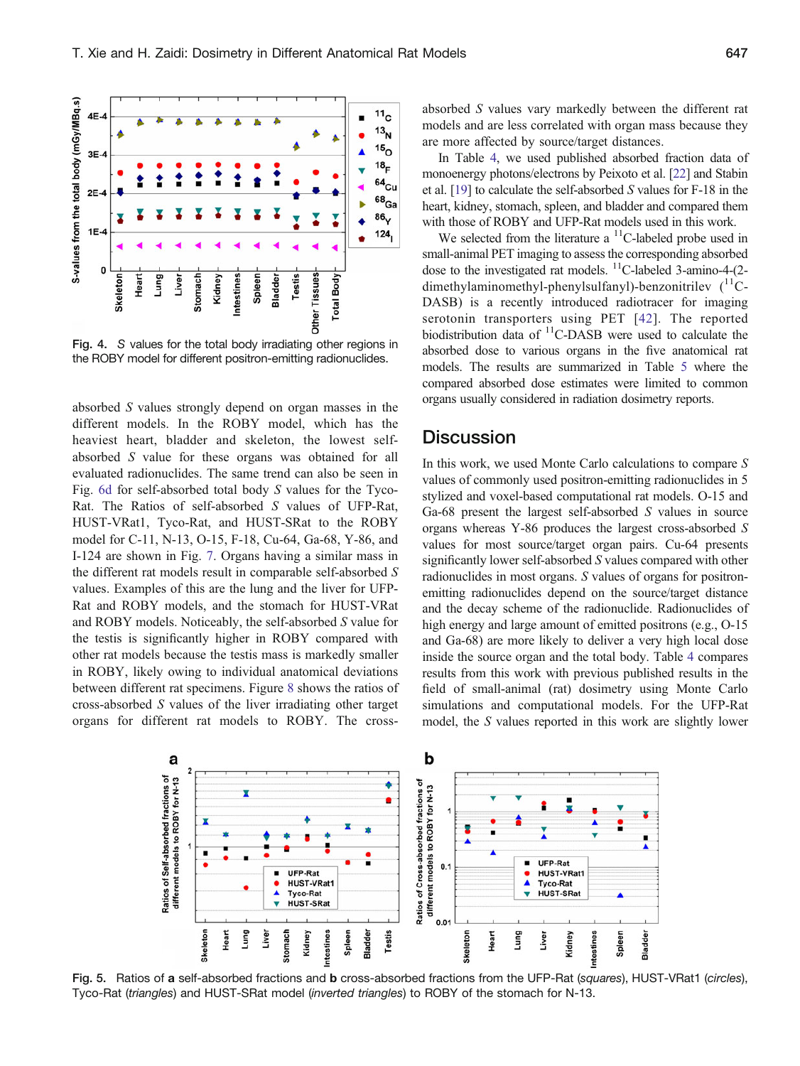Fig. 4. *S* values for the total body irradiating other regions in the ROBY model for different positron-emitting radionuclides.

absorbed *S* values strongly depend on organ masses in the different models. In the ROBY model, which has the heaviest heart, bladder and skeleton, the lowest self-absorbed *S* value for these organs was obtained for all evaluated radionuclides. The same trend can also be seen in Fig. 6d for self-absorbed total body *S* values for the Tyco-Rat. The Ratios of self-absorbed *S* values of UFP-Rat, HUST-VRat1, Tyco-Rat, and HUST-SRat to the ROBY model for C-11, N-13, O-15, F-18, Cu-64, Ga-68, Y-86, and I-124 are shown in Fig. 7. Organs having a similar mass in the different rat models result in comparable self-absorbed *S* values. Examples of this are the lung and the liver for UFP-Rat and ROBY models, and the stomach for HUST-VRat and ROBY models. Noticeably, the self-absorbed *S* value for the testis is significantly higher in ROBY compared with other rat models because the testis mass is markedly smaller in ROBY, likely owing to individual anatomical deviations between different rat specimens. Figure 8 shows the ratios of cross-absorbed *S* values of the liver irradiating other target organs for different rat models to ROBY. The cross-absorbed *S* values vary markedly between the different rat models and are less correlated with organ mass because they are more affected by source/target distances.

In Table 4, we used published absorbed fraction data of monoenergy photons/electrons by Peixoto et al. [22] and Stabin et al. [19] to calculate the self-absorbed *S* values for F-18 in the heart, kidney, stomach, spleen, and bladder and compared them with those of ROBY and UFP-Rat models used in this work.

We selected from the literature a $^{11}$C-labeled probe used in small-animal PET imaging to assess the corresponding absorbed dose to the investigated rat models. $^{11}$C-labeled 3-amino-4-(2-dimethylaminomethyl-phenylsulfanyl)-benzonitrilev ($^{11}$C-DASB) is a recently introduced radiotracer for imaging serotonin transporters using PET [42]. The reported biodistribution data of $^{11}$C-DASB were used to calculate the absorbed dose to various organs in the five anatomical rat models. The results are summarized in Table 5 where the compared absorbed dose estimates were limited to common organs usually considered in radiation dosimetry reports.

## Discussion

In this work, we used Monte Carlo calculations to compare *S* values of commonly used positron-emitting radionuclides in 5 stylized and voxel-based computational rat models. O-15 and Ga-68 present the largest self-absorbed *S* values in source organs whereas Y-86 produces the largest cross-absorbed *S* values for most source/target organ pairs. Cu-64 presents significantly lower self-absorbed *S* values compared with other radionuclides in most organs. *S* values of organs for positron-emitting radionuclides depend on the source/target distance and the decay scheme of the radionuclide. Radionuclides of high energy and large amount of emitted positrons (e.g., O-15 and Ga-68) are more likely to deliver a very high local dose inside the source organ and the total body. Table 4 compares results from this work with previous published results in the field of small-animal (rat) dosimetry using Monte Carlo simulations and computational models. For the UFP-Rat model, the *S* values reported in this work are slightly lower

Fig. 5. Ratios of **a** self-absorbed fractions and **b** cross-absorbed fractions from the UFP-Rat (*squares*), HUST-VRat1 (*circles*), Tyco-Rat (*triangles*) and HUST-SRat model (*inverted triangles*) to ROBY of the stomach for N-13.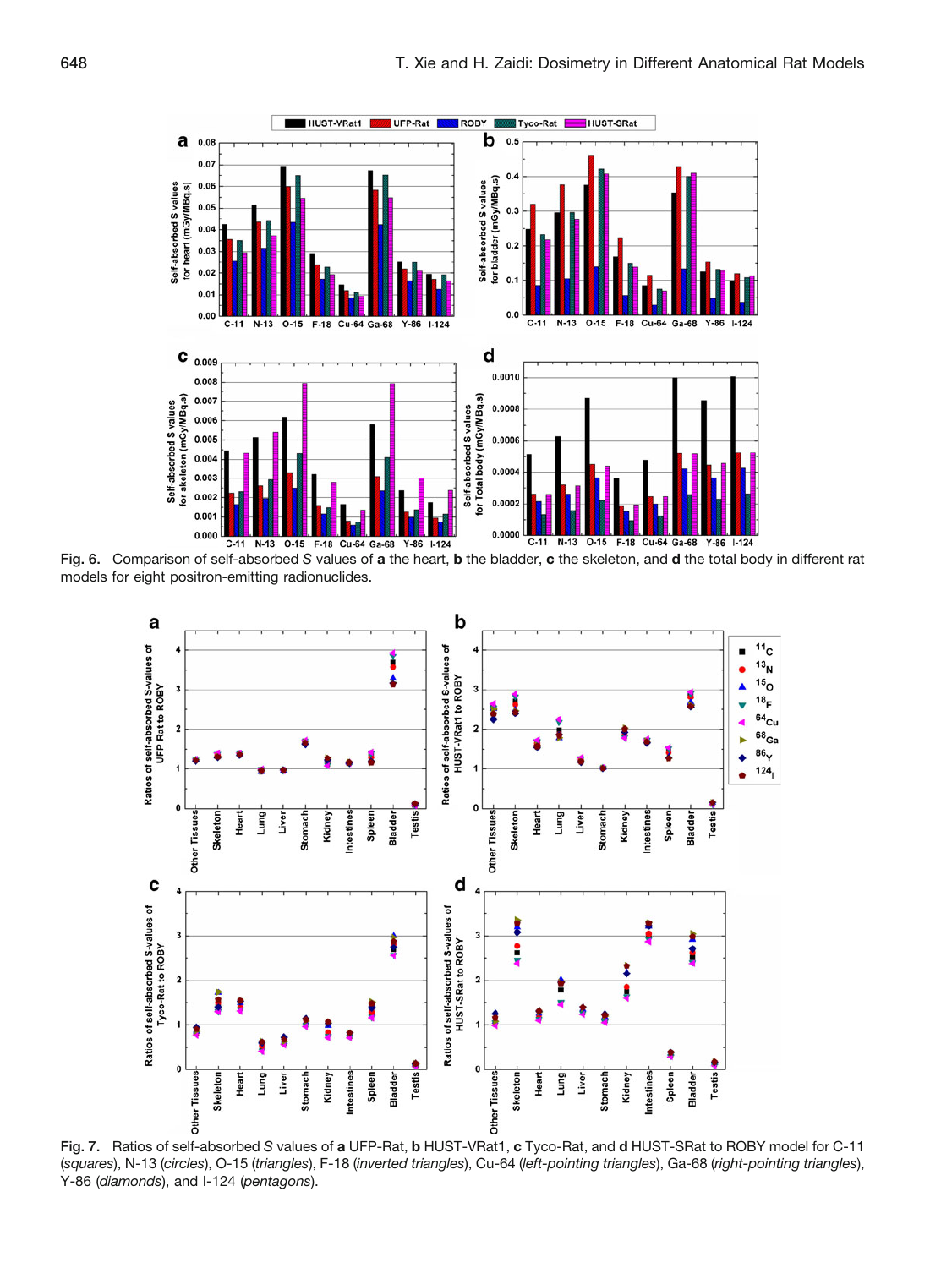Fig. 6. Comparison of self-absorbed *S* values of **a** the heart, **b** the bladder, **c** the skeleton, and **d** the total body in different rat models for eight positron-emitting radionuclides.

Fig. 7. Ratios of self-absorbed *S* values of **a** UFP-Rat, **b** HUST-VRat1, **c** Tyco-Rat, and **d** HUST-SRat to ROBY model for C-11 (*squares*), N-13 (*circles*), O-15 (*triangles*), F-18 (*inverted triangles*), Cu-64 (*left-pointing triangles*), Ga-68 (*right-pointing triangles*), Y-86 (*diamonds*), and I-124 (*pentagons*).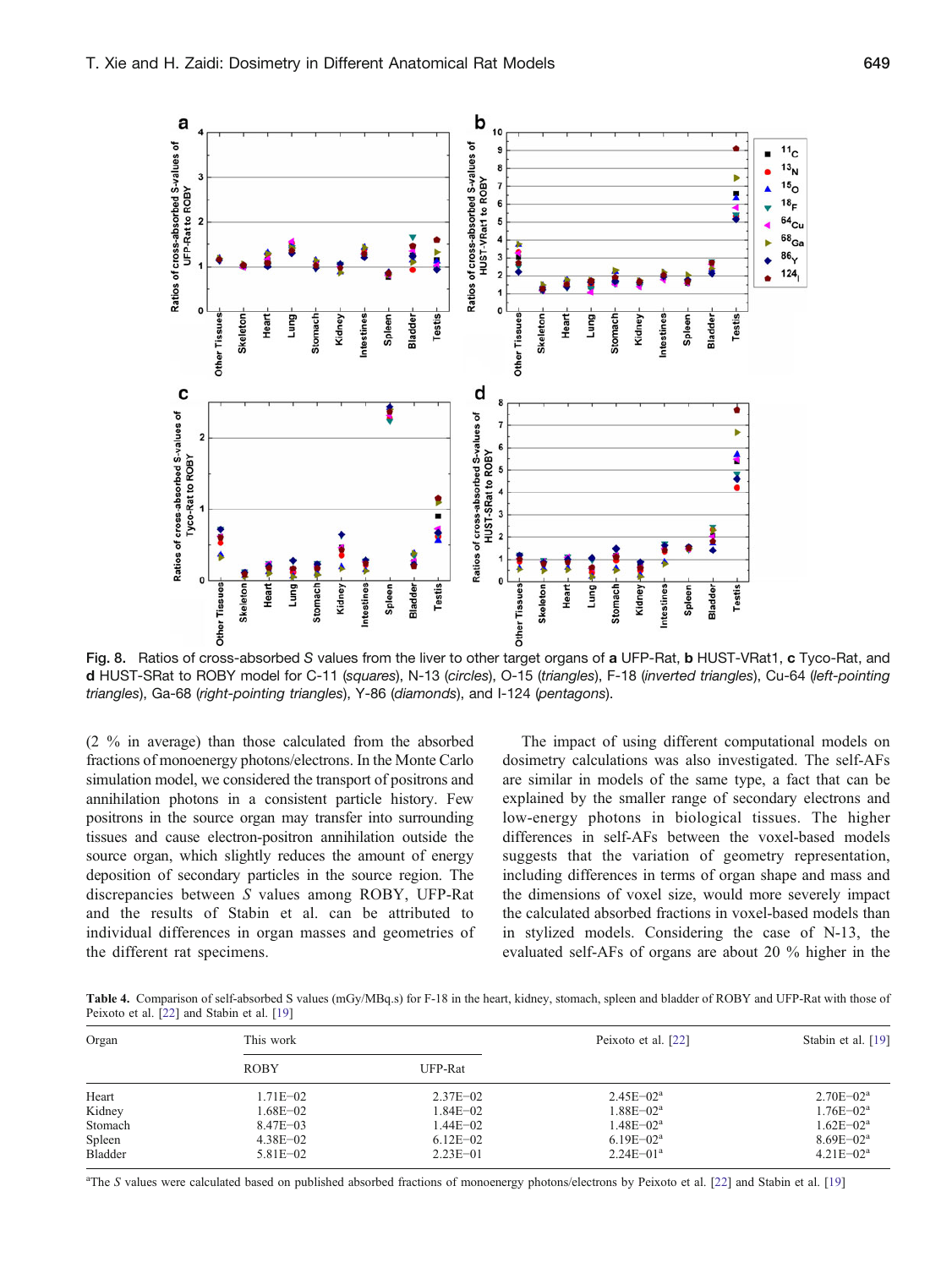Fig. 8. Ratios of cross-absorbed $S$ values from the liver to other target organs of **a** UFP-Rat, **b** HUST-VRat1, **c** Tyco-Rat, and **d** HUST-SRat to ROBY model for C-11 (*squares*), N-13 (*circles*), O-15 (*triangles*), F-18 (*inverted triangles*), Cu-64 (*left-pointing triangles*), Ga-68 (*right-pointing triangles*), Y-86 (*diamonds*), and I-124 (*pentagons*).

(2 % in average) than those calculated from the absorbed fractions of monoenergy photons/electrons. In the Monte Carlo simulation model, we considered the transport of positrons and annihilation photons in a consistent particle history. Few positrons in the source organ may transfer into surrounding tissues and cause electron-positron annihilation outside the source organ, which slightly reduces the amount of energy deposition of secondary particles in the source region. The discrepancies between $S$ values among ROBY, UFP-Rat and the results of Stabin et al. can be attributed to individual differences in organ masses and geometries of the different rat specimens.

The impact of using different computational models on dosimetry calculations was also investigated. The self-AFs are similar in models of the same type, a fact that can be explained by the smaller range of secondary electrons and low-energy photons in biological tissues. The higher differences in self-AFs between the voxel-based models suggests that the variation of geometry representation, including differences in terms of organ shape and mass and the dimensions of voxel size, would more severely impact the calculated absorbed fractions in voxel-based models than in stylized models. Considering the case of N-13, the evaluated self-AFs of organs are about 20 % higher in the

**Table 4.** Comparison of self-absorbed S values (mGy/MBq.s) for F-18 in the heart, kidney, stomach, spleen and bladder of ROBY and UFP-Rat with those of Peixoto et al. [22] and Stabin et al. [19]

| Organ | This work | | Peixoto et al. [22] | Stabin et al. [19] |
|---|---|---|---|---|
| | ROBY | UFP-Rat | | |
| Heart | 1.71E−02 | 2.37E−02 | 2.45E−02[a] | 2.70E−02[a] |
| Kidney | 1.68E−02 | 1.84E−02 | 1.88E−02[a] | 1.76E−02[a] |
| Stomach | 8.47E−03 | 1.44E−02 | 1.48E−02[a] | 1.62E−02[a] |
| Spleen | 4.38E−02 | 6.12E−02 | 6.19E−02[a] | 8.69E−02[a] |
| Bladder | 5.81E−02 | 2.23E−01 | 2.24E−01[a] | 4.21E−02[a] |

[a]The $S$ values were calculated based on published absorbed fractions of monoenergy photons/electrons by Peixoto et al. [22] and Stabin et al. [19]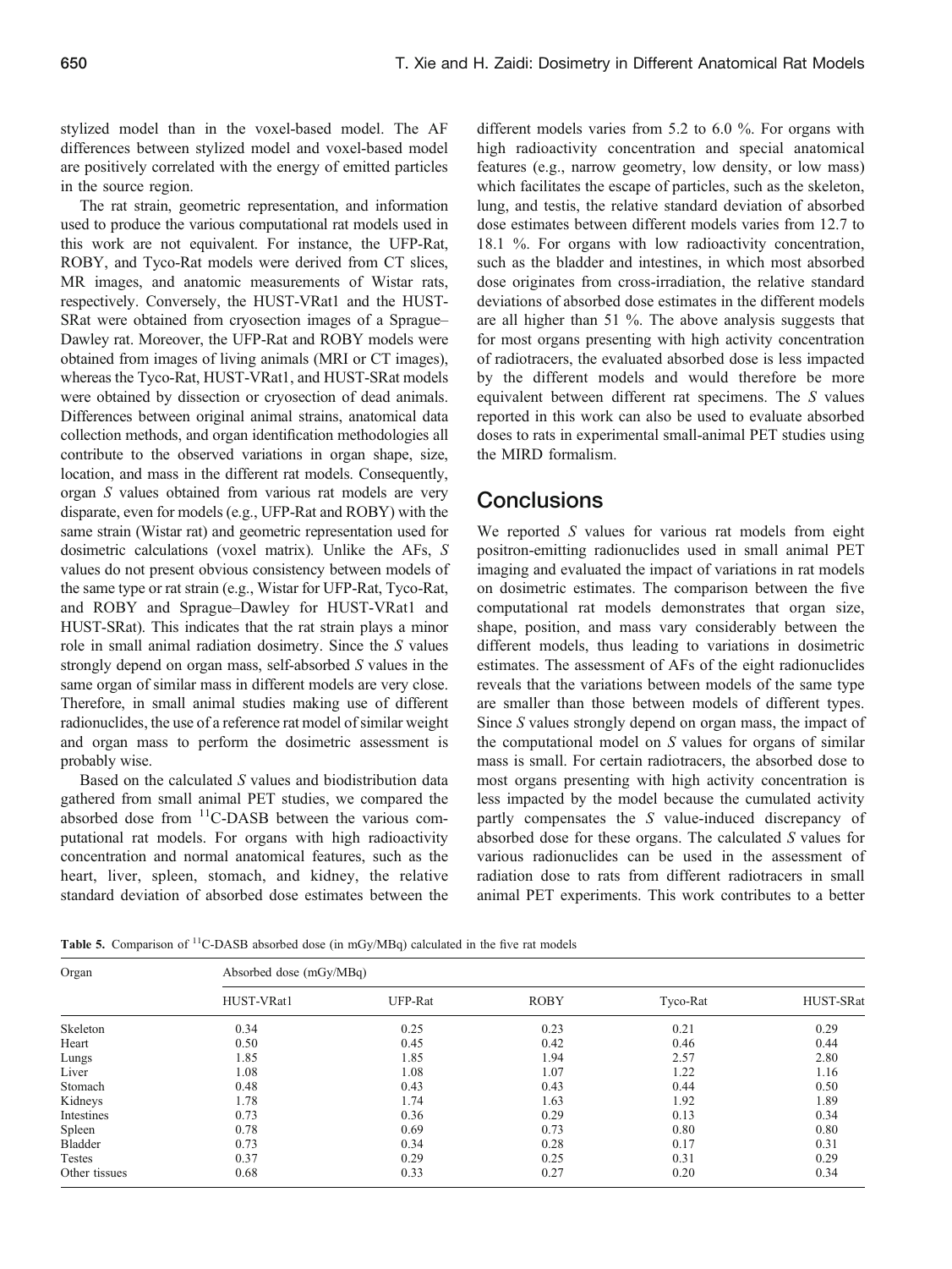stylized model than in the voxel-based model. The AF differences between stylized model and voxel-based model are positively correlated with the energy of emitted particles in the source region.

The rat strain, geometric representation, and information used to produce the various computational rat models used in this work are not equivalent. For instance, the UFP-Rat, ROBY, and Tyco-Rat models were derived from CT slices, MR images, and anatomic measurements of Wistar rats, respectively. Conversely, the HUST-VRat1 and the HUST-SRat were obtained from cryosection images of a Sprague–Dawley rat. Moreover, the UFP-Rat and ROBY models were obtained from images of living animals (MRI or CT images), whereas the Tyco-Rat, HUST-VRat1, and HUST-SRat models were obtained by dissection or cryosection of dead animals. Differences between original animal strains, anatomical data collection methods, and organ identification methodologies all contribute to the observed variations in organ shape, size, location, and mass in the different rat models. Consequently, organ *S* values obtained from various rat models are very disparate, even for models (e.g., UFP-Rat and ROBY) with the same strain (Wistar rat) and geometric representation used for dosimetric calculations (voxel matrix). Unlike the AFs, *S* values do not present obvious consistency between models of the same type or rat strain (e.g., Wistar for UFP-Rat, Tyco-Rat, and ROBY and Sprague–Dawley for HUST-VRat1 and HUST-SRat). This indicates that the rat strain plays a minor role in small animal radiation dosimetry. Since the *S* values strongly depend on organ mass, self-absorbed *S* values in the same organ of similar mass in different models are very close. Therefore, in small animal studies making use of different radionuclides, the use of a reference rat model of similar weight and organ mass to perform the dosimetric assessment is probably wise.

Based on the calculated *S* values and biodistribution data gathered from small animal PET studies, we compared the absorbed dose from $^{11}$C-DASB between the various computational rat models. For organs with high radioactivity concentration and normal anatomical features, such as the heart, liver, spleen, stomach, and kidney, the relative standard deviation of absorbed dose estimates between the different models varies from 5.2 to 6.0 %. For organs with high radioactivity concentration and special anatomical features (e.g., narrow geometry, low density, or low mass) which facilitates the escape of particles, such as the skeleton, lung, and testis, the relative standard deviation of absorbed dose estimates between different models varies from 12.7 to 18.1 %. For organs with low radioactivity concentration, such as the bladder and intestines, in which most absorbed dose originates from cross-irradiation, the relative standard deviations of absorbed dose estimates in the different models are all higher than 51 %. The above analysis suggests that for most organs presenting with high activity concentration of radiotracers, the evaluated absorbed dose is less impacted by the different models and would therefore be more equivalent between different rat specimens. The *S* values reported in this work can also be used to evaluate absorbed doses to rats in experimental small-animal PET studies using the MIRD formalism.

## Conclusions

We reported *S* values for various rat models from eight positron-emitting radionuclides used in small animal PET imaging and evaluated the impact of variations in rat models on dosimetric estimates. The comparison between the five computational rat models demonstrates that organ size, shape, position, and mass vary considerably between the different models, thus leading to variations in dosimetric estimates. The assessment of AFs of the eight radionuclides reveals that the variations between models of the same type are smaller than those between models of different types. Since *S* values strongly depend on organ mass, the impact of the computational model on *S* values for organs of similar mass is small. For certain radiotracers, the absorbed dose to most organs presenting with high activity concentration is less impacted by the model because the cumulated activity partly compensates the *S* value-induced discrepancy of absorbed dose for these organs. The calculated *S* values for various radionuclides can be used in the assessment of radiation dose to rats from different radiotracers in small animal PET experiments. This work contributes to a better

**Table 5.** Comparison of $^{11}$C-DASB absorbed dose (in mGy/MBq) calculated in the five rat models

| Organ | Absorbed dose (mGy/MBq) | | | | |
|---|---|---|---|---|---|
| | HUST-VRat1 | UFP-Rat | ROBY | Tyco-Rat | HUST-SRat |
| Skeleton | 0.34 | 0.25 | 0.23 | 0.21 | 0.29 |
| Heart | 0.50 | 0.45 | 0.42 | 0.46 | 0.44 |
| Lungs | 1.85 | 1.85 | 1.94 | 2.57 | 2.80 |
| Liver | 1.08 | 1.08 | 1.07 | 1.22 | 1.16 |
| Stomach | 0.48 | 0.43 | 0.43 | 0.44 | 0.50 |
| Kidneys | 1.78 | 1.74 | 1.63 | 1.92 | 1.89 |
| Intestines | 0.73 | 0.36 | 0.29 | 0.13 | 0.34 |
| Spleen | 0.78 | 0.69 | 0.73 | 0.80 | 0.80 |
| Bladder | 0.73 | 0.34 | 0.28 | 0.17 | 0.31 |
| Testes | 0.37 | 0.29 | 0.25 | 0.31 | 0.29 |
| Other tissues | 0.68 | 0.33 | 0.27 | 0.20 | 0.34 |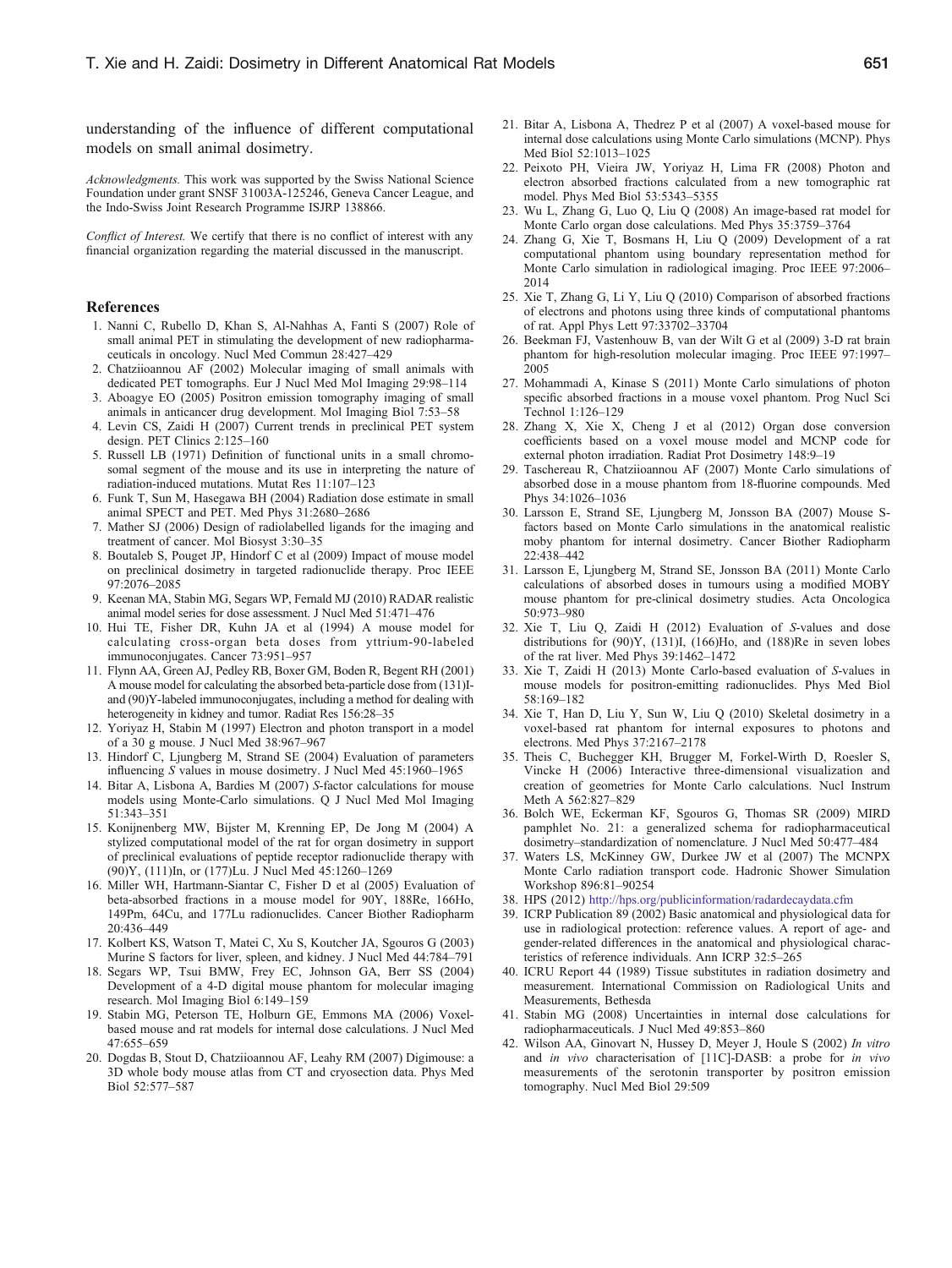understanding of the influence of different computational models on small animal dosimetry.

*Acknowledgments.* This work was supported by the Swiss National Science Foundation under grant SNSF 31003A-125246, Geneva Cancer League, and the Indo-Swiss Joint Research Programme ISJRP 138866.

*Conflict of Interest.* We certify that there is no conflict of interest with any financial organization regarding the material discussed in the manuscript.

## References

1. Nanni C, Rubello D, Khan S, Al-Nahhas A, Fanti S (2007) Role of small animal PET in stimulating the development of new radiopharmaceuticals in oncology. Nucl Med Commun 28:427–429
2. Chatziioannou AF (2002) Molecular imaging of small animals with dedicated PET tomographs. Eur J Nucl Med Mol Imaging 29:98–114
3. Aboagye EO (2005) Positron emission tomography imaging of small animals in anticancer drug development. Mol Imaging Biol 7:53–58
4. Levin CS, Zaidi H (2007) Current trends in preclinical PET system design. PET Clinics 2:125–160
5. Russell LB (1971) Definition of functional units in a small chromosomal segment of the mouse and its use in interpreting the nature of radiation-induced mutations. Mutat Res 11:107–123
6. Funk T, Sun M, Hasegawa BH (2004) Radiation dose estimate in small animal SPECT and PET. Med Phys 31:2680–2686
7. Mather SJ (2006) Design of radiolabelled ligands for the imaging and treatment of cancer. Mol Biosyst 3:30–35
8. Boutaleb S, Pouget JP, Hindorf C et al (2009) Impact of mouse model on preclinical dosimetry in targeted radionuclide therapy. Proc IEEE 97:2076–2085
9. Keenan MA, Stabin MG, Segars WP, Fernald MJ (2010) RADAR realistic animal model series for dose assessment. J Nucl Med 51:471–476
10. Hui TE, Fisher DR, Kuhn JA et al (1994) A mouse model for calculating cross-organ beta doses from yttrium-90-labeled immunoconjugates. Cancer 73:951–957
11. Flynn AA, Green AJ, Pedley RB, Boxer GM, Boden R, Begent RH (2001) A mouse model for calculating the absorbed beta-particle dose from (131)I- and (90)Y-labeled immunoconjugates, including a method for dealing with heterogeneity in kidney and tumor. Radiat Res 156:28–35
12. Yoriyaz H, Stabin M (1997) Electron and photon transport in a model of a 30 g mouse. J Nucl Med 38:967–967
13. Hindorf C, Ljungberg M, Strand SE (2004) Evaluation of parameters influencing *S* values in mouse dosimetry. J Nucl Med 45:1960–1965
14. Bitar A, Lisbona A, Bardies M (2007) *S*-factor calculations for mouse models using Monte-Carlo simulations. Q J Nucl Med Mol Imaging 51:343–351
15. Konijnenberg MW, Bijster M, Krenning EP, De Jong M (2004) A stylized computational model of the rat for organ dosimetry in support of preclinical evaluations of peptide receptor radionuclide therapy with (90)Y, (111)In, or (177)Lu. J Nucl Med 45:1260–1269
16. Miller WH, Hartmann-Siantar C, Fisher D et al (2005) Evaluation of beta-absorbed fractions in a mouse model for 90Y, 188Re, 166Ho, 149Pm, 64Cu, and 177Lu radionuclides. Cancer Biother Radiopharm 20:436–449
17. Kolbert KS, Watson T, Matei C, Xu S, Koutcher JA, Sgouros G (2003) Murine S factors for liver, spleen, and kidney. J Nucl Med 44:784–791
18. Segars WP, Tsui BMW, Frey EC, Johnson GA, Berr SS (2004) Development of a 4-D digital mouse phantom for molecular imaging research. Mol Imaging Biol 6:149–159
19. Stabin MG, Peterson TE, Holburn GE, Emmons MA (2006) Voxel-based mouse and rat models for internal dose calculations. J Nucl Med 47:655–659
20. Dogdas B, Stout D, Chatziioannou AF, Leahy RM (2007) Digimouse: a 3D whole body mouse atlas from CT and cryosection data. Phys Med Biol 52:577–587
21. Bitar A, Lisbona A, Thedrez P et al (2007) A voxel-based mouse for internal dose calculations using Monte Carlo simulations (MCNP). Phys Med Biol 52:1013–1025
22. Peixoto PH, Vieira JW, Yoriyaz H, Lima FR (2008) Photon and electron absorbed fractions calculated from a new tomographic rat model. Phys Med Biol 53:5343–5355
23. Wu L, Zhang G, Luo Q, Liu Q (2008) An image-based rat model for Monte Carlo organ dose calculations. Med Phys 35:3759–3764
24. Zhang G, Xie T, Bosmans H, Liu Q (2009) Development of a rat computational phantom using boundary representation method for Monte Carlo simulation in radiological imaging. Proc IEEE 97:2006–2014
25. Xie T, Zhang G, Li Y, Liu Q (2010) Comparison of absorbed fractions of electrons and photons using three kinds of computational phantoms of rat. Appl Phys Lett 97:33702–33704
26. Beekman FJ, Vastenhouw B, van der Wilt G et al (2009) 3-D rat brain phantom for high-resolution molecular imaging. Proc IEEE 97:1997–2005
27. Mohammadi A, Kinase S (2011) Monte Carlo simulations of photon specific absorbed fractions in a mouse voxel phantom. Prog Nucl Sci Technol 1:126–129
28. Zhang X, Xie X, Cheng J et al (2012) Organ dose conversion coefficients based on a voxel mouse model and MCNP code for external photon irradiation. Radiat Prot Dosimetry 148:9–19
29. Taschereau R, Chatziioannou AF (2007) Monte Carlo simulations of absorbed dose in a mouse phantom from 18-fluorine compounds. Med Phys 34:1026–1036
30. Larsson E, Strand SE, Ljungberg M, Jonsson BA (2007) Mouse S-factors based on Monte Carlo simulations in the anatomical realistic moby phantom for internal dosimetry. Cancer Biother Radiopharm 22:438–442
31. Larsson E, Ljungberg M, Strand SE, Jonsson BA (2011) Monte Carlo calculations of absorbed doses in tumours using a modified MOBY mouse phantom for pre-clinical dosimetry studies. Acta Oncologica 50:973–980
32. Xie T, Liu Q, Zaidi H (2012) Evaluation of *S*-values and dose distributions for (90)Y, (131)I, (166)Ho, and (188)Re in seven lobes of the rat liver. Med Phys 39:1462–1472
33. Xie T, Zaidi H (2013) Monte Carlo-based evaluation of *S*-values in mouse models for positron-emitting radionuclides. Phys Med Biol 58:169–182
34. Xie T, Han D, Liu Y, Sun W, Liu Q (2010) Skeletal dosimetry in a voxel-based rat phantom for internal exposures to photons and electrons. Med Phys 37:2167–2178
35. Theis C, Buchegger KH, Brugger M, Forkel-Wirth D, Roesler S, Vincke H (2006) Interactive three-dimensional visualization and creation of geometries for Monte Carlo calculations. Nucl Instrum Meth A 562:827–829
36. Bolch WE, Eckerman KF, Sgouros G, Thomas SR (2009) MIRD pamphlet No. 21: a generalized schema for radiopharmaceutical dosimetry–standardization of nomenclature. J Nucl Med 50:477–484
37. Waters LS, McKinney GW, Durkee JW et al (2007) The MCNPX Monte Carlo radiation transport code. Hadronic Shower Simulation Workshop 896:81–90254
38. HPS (2012) http://hps.org/publicinformation/radardecaydata.cfm
39. ICRP Publication 89 (2002) Basic anatomical and physiological data for use in radiological protection: reference values. A report of age- and gender-related differences in the anatomical and physiological characteristics of reference individuals. Ann ICRP 32:5–265
40. ICRU Report 44 (1989) Tissue substitutes in radiation dosimetry and measurement. International Commission on Radiological Units and Measurements, Bethesda
41. Stabin MG (2008) Uncertainties in internal dose calculations for radiopharmaceuticals. J Nucl Med 49:853–860
42. Wilson AA, Ginovart N, Hussey D, Meyer J, Houle S (2002) *In vitro* and *in vivo* characterisation of [11C]-DASB: a probe for *in vivo* measurements of the serotonin transporter by positron emission tomography. Nucl Med Biol 29:509